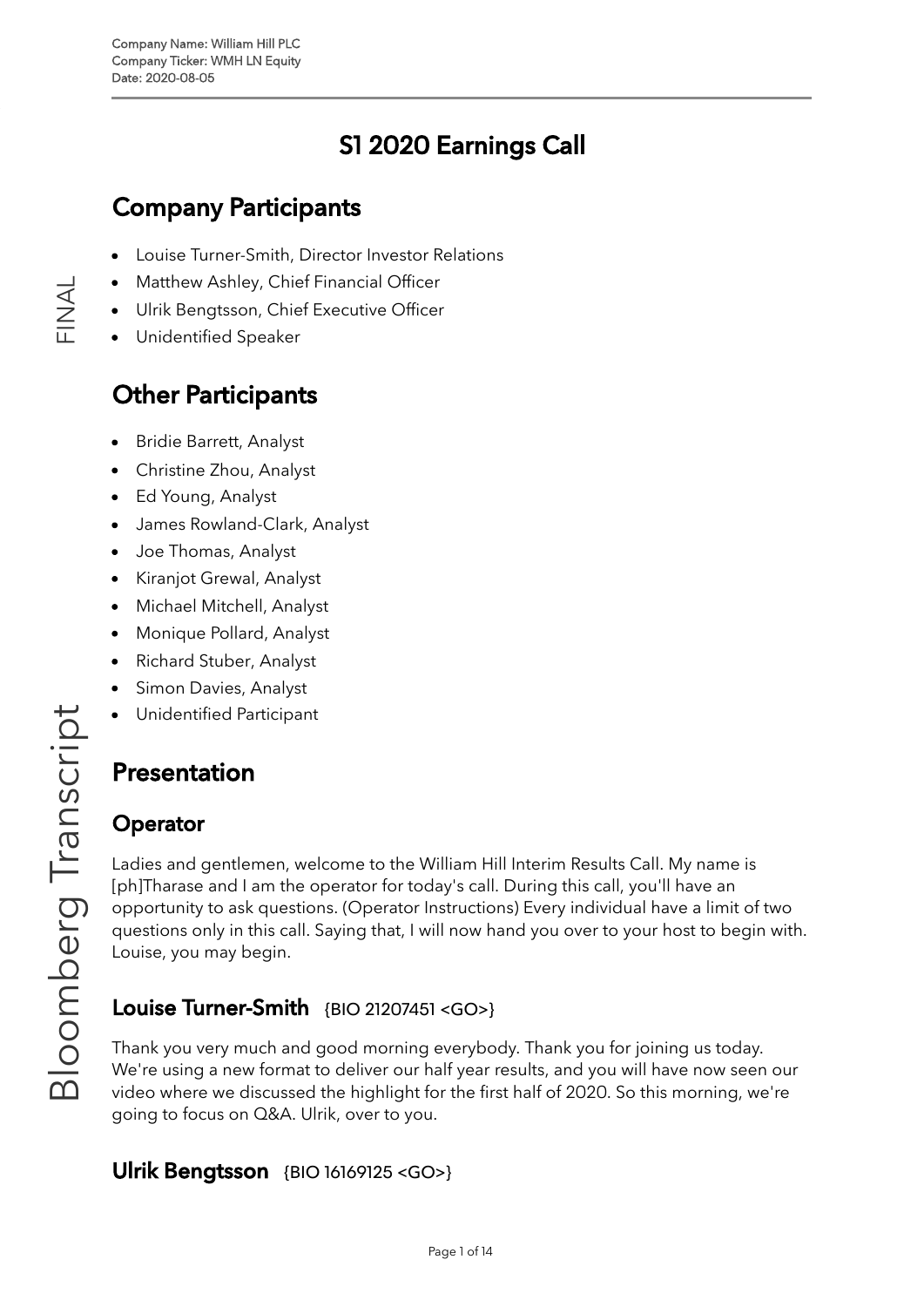Company Name: William Hill PLC
Company Ticker: WMH LN Equity
Date: 2020-08-05

# S1 2020 Earnings Call

## Company Participants

- Louise Turner-Smith, Director Investor Relations
- Matthew Ashley, Chief Financial Officer
- Ulrik Bengtsson, Chief Executive Officer
- Unidentified Speaker

## Other Participants

- Bridie Barrett, Analyst
- Christine Zhou, Analyst
- Ed Young, Analyst
- James Rowland-Clark, Analyst
- Joe Thomas, Analyst
- Kiranjot Grewal, Analyst
- Michael Mitchell, Analyst
- Monique Pollard, Analyst
- Richard Stuber, Analyst
- Simon Davies, Analyst
- Unidentified Participant

## Presentation

### Operator

Ladies and gentlemen, welcome to the William Hill Interim Results Call. My name is [ph]Tharase and I am the operator for today's call. During this call, you'll have an opportunity to ask questions. (Operator Instructions) Every individual have a limit of two questions only in this call. Saying that, I will now hand you over to your host to begin with. Louise, you may begin.

### Louise Turner-Smith {BIO 21207451 <GO>}

Thank you very much and good morning everybody. Thank you for joining us today. We're using a new format to deliver our half year results, and you will have now seen our video where we discussed the highlight for the first half of 2020. So this morning, we're going to focus on Q&A. Ulrik, over to you.

### Ulrik Bengtsson {BIO 16169125 <GO>}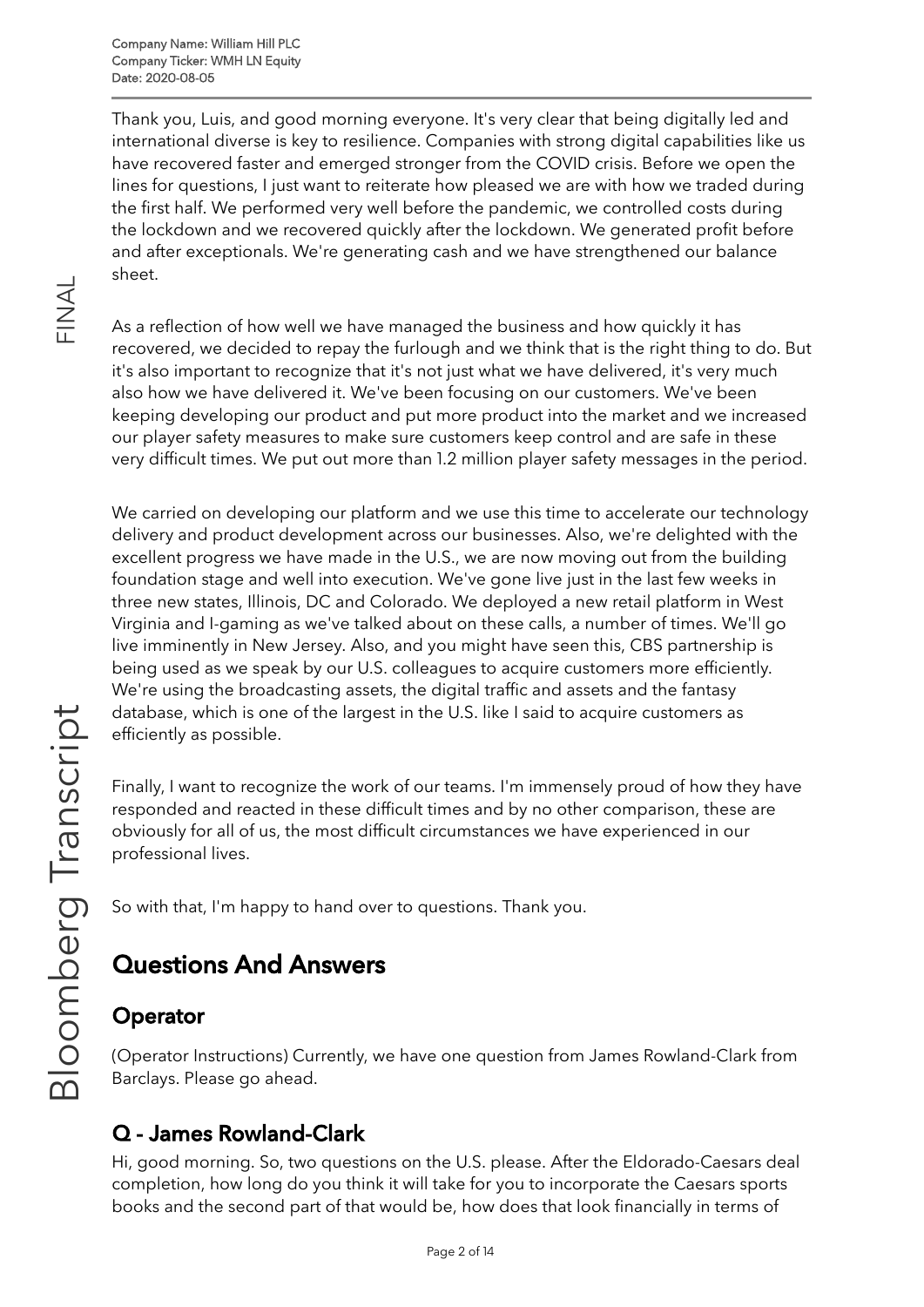Thank you, Luis, and good morning everyone. It's very clear that being digitally led and international diverse is key to resilience. Companies with strong digital capabilities like us have recovered faster and emerged stronger from the COVID crisis. Before we open the lines for questions, I just want to reiterate how pleased we are with how we traded during the first half. We performed very well before the pandemic, we controlled costs during the lockdown and we recovered quickly after the lockdown. We generated profit before and after exceptionals. We're generating cash and we have strengthened our balance sheet.

As a reflection of how well we have managed the business and how quickly it has recovered, we decided to repay the furlough and we think that is the right thing to do. But it's also important to recognize that it's not just what we have delivered, it's very much also how we have delivered it. We've been focusing on our customers. We've been keeping developing our product and put more product into the market and we increased our player safety measures to make sure customers keep control and are safe in these very difficult times. We put out more than 1.2 million player safety messages in the period.

We carried on developing our platform and we use this time to accelerate our technology delivery and product development across our businesses. Also, we're delighted with the excellent progress we have made in the U.S., we are now moving out from the building foundation stage and well into execution. We've gone live just in the last few weeks in three new states, Illinois, DC and Colorado. We deployed a new retail platform in West Virginia and I-gaming as we've talked about on these calls, a number of times. We'll go live imminently in New Jersey. Also, and you might have seen this, CBS partnership is being used as we speak by our U.S. colleagues to acquire customers more efficiently. We're using the broadcasting assets, the digital traffic and assets and the fantasy database, which is one of the largest in the U.S. like I said to acquire customers as efficiently as possible.

Finally, I want to recognize the work of our teams. I'm immensely proud of how they have responded and reacted in these difficult times and by no other comparison, these are obviously for all of us, the most difficult circumstances we have experienced in our professional lives.

So with that, I'm happy to hand over to questions. Thank you.

# Questions And Answers

## Operator

(Operator Instructions) Currently, we have one question from James Rowland-Clark from Barclays. Please go ahead.

## Q - James Rowland-Clark

Hi, good morning. So, two questions on the U.S. please. After the Eldorado-Caesars deal completion, how long do you think it will take for you to incorporate the Caesars sports books and the second part of that would be, how does that look financially in terms of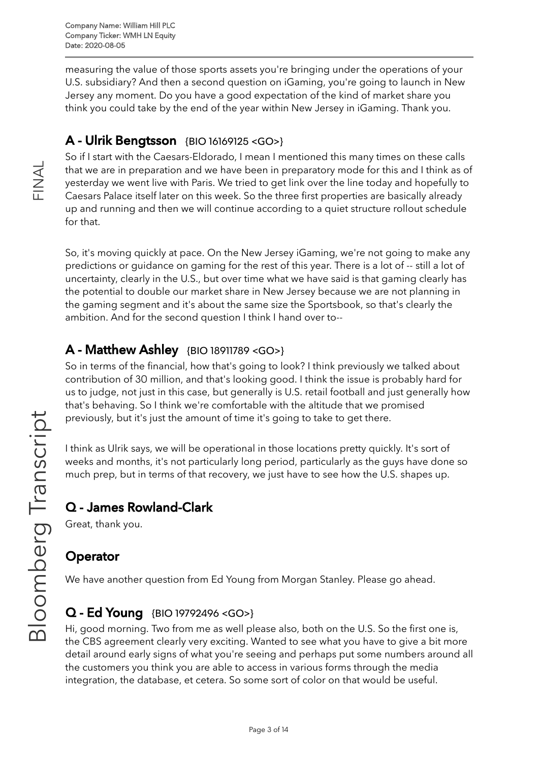measuring the value of those sports assets you're bringing under the operations of your U.S. subsidiary? And then a second question on iGaming, you're going to launch in New Jersey any moment. Do you have a good expectation of the kind of market share you think you could take by the end of the year within New Jersey in iGaming. Thank you.

## A - Ulrik Bengtsson {BIO 16169125 <GO>}

So if I start with the Caesars-Eldorado, I mean I mentioned this many times on these calls that we are in preparation and we have been in preparatory mode for this and I think as of yesterday we went live with Paris. We tried to get link over the line today and hopefully to Caesars Palace itself later on this week. So the three first properties are basically already up and running and then we will continue according to a quiet structure rollout schedule for that.

So, it's moving quickly at pace. On the New Jersey iGaming, we're not going to make any predictions or guidance on gaming for the rest of this year. There is a lot of -- still a lot of uncertainty, clearly in the U.S., but over time what we have said is that gaming clearly has the potential to double our market share in New Jersey because we are not planning in the gaming segment and it's about the same size the Sportsbook, so that's clearly the ambition. And for the second question I think I hand over to--

## A - Matthew Ashley {BIO 18911789 <GO>}

So in terms of the financial, how that's going to look? I think previously we talked about contribution of 30 million, and that's looking good. I think the issue is probably hard for us to judge, not just in this case, but generally is U.S. retail football and just generally how that's behaving. So I think we're comfortable with the altitude that we promised previously, but it's just the amount of time it's going to take to get there.

I think as Ulrik says, we will be operational in those locations pretty quickly. It's sort of weeks and months, it's not particularly long period, particularly as the guys have done so much prep, but in terms of that recovery, we just have to see how the U.S. shapes up.

## Q - James Rowland-Clark

Great, thank you.

## Operator

We have another question from Ed Young from Morgan Stanley. Please go ahead.

## Q - Ed Young {BIO 19792496 <GO>}

Hi, good morning. Two from me as well please also, both on the U.S. So the first one is, the CBS agreement clearly very exciting. Wanted to see what you have to give a bit more detail around early signs of what you're seeing and perhaps put some numbers around all the customers you think you are able to access in various forms through the media integration, the database, et cetera. So some sort of color on that would be useful.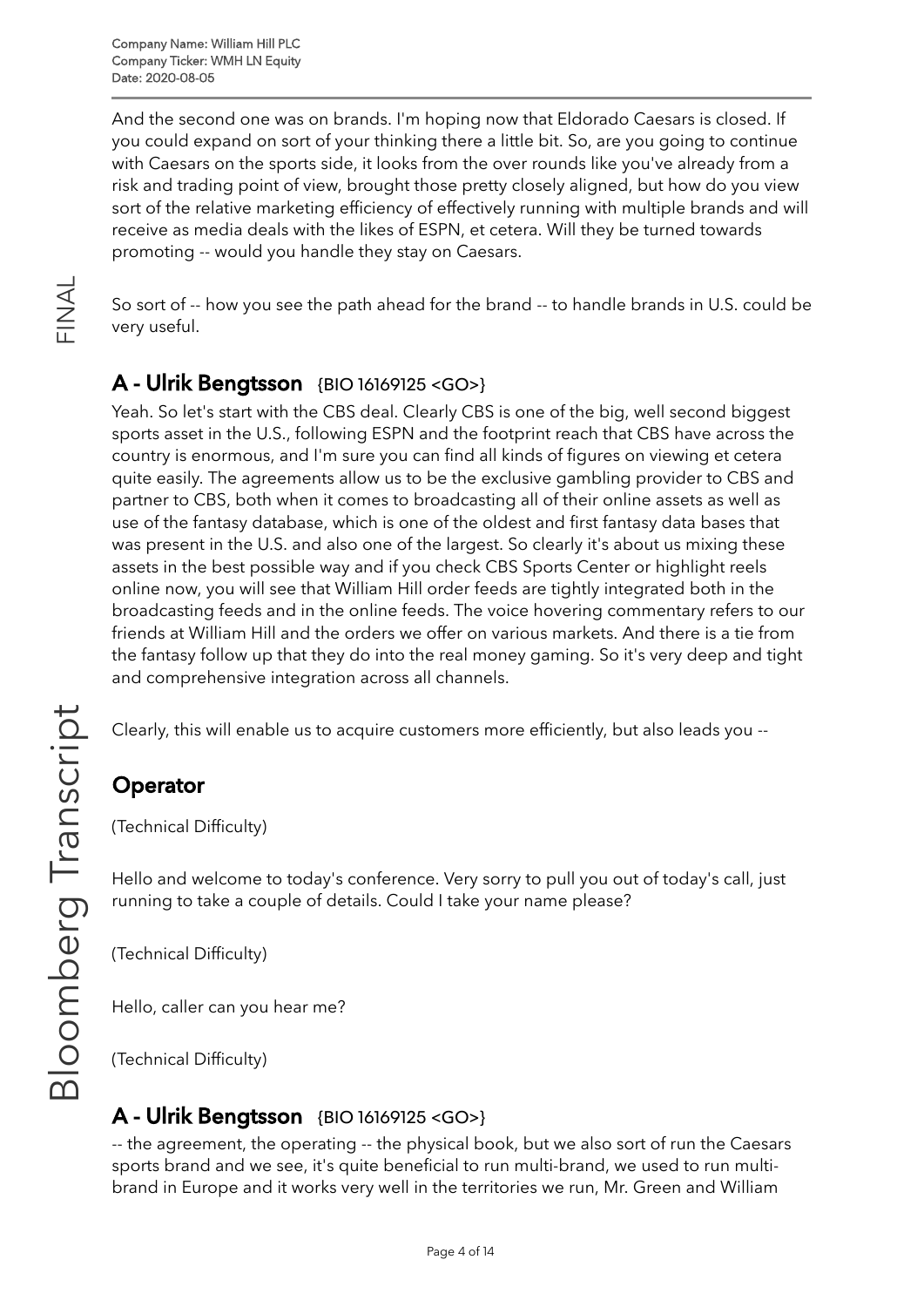And the second one was on brands. I'm hoping now that Eldorado Caesars is closed. If you could expand on sort of your thinking there a little bit. So, are you going to continue with Caesars on the sports side, it looks from the over rounds like you've already from a risk and trading point of view, brought those pretty closely aligned, but how do you view sort of the relative marketing efficiency of effectively running with multiple brands and will receive as media deals with the likes of ESPN, et cetera. Will they be turned towards promoting -- would you handle they stay on Caesars.

So sort of -- how you see the path ahead for the brand -- to handle brands in U.S. could be very useful.

## A - Ulrik Bengtsson {BIO 16169125 <GO>}

Yeah. So let's start with the CBS deal. Clearly CBS is one of the big, well second biggest sports asset in the U.S., following ESPN and the footprint reach that CBS have across the country is enormous, and I'm sure you can find all kinds of figures on viewing et cetera quite easily. The agreements allow us to be the exclusive gambling provider to CBS and partner to CBS, both when it comes to broadcasting all of their online assets as well as use of the fantasy database, which is one of the oldest and first fantasy data bases that was present in the U.S. and also one of the largest. So clearly it's about us mixing these assets in the best possible way and if you check CBS Sports Center or highlight reels online now, you will see that William Hill order feeds are tightly integrated both in the broadcasting feeds and in the online feeds. The voice hovering commentary refers to our friends at William Hill and the orders we offer on various markets. And there is a tie from the fantasy follow up that they do into the real money gaming. So it's very deep and tight and comprehensive integration across all channels.

Clearly, this will enable us to acquire customers more efficiently, but also leads you --

## Operator

(Technical Difficulty)

Hello and welcome to today's conference. Very sorry to pull you out of today's call, just running to take a couple of details. Could I take your name please?

(Technical Difficulty)

Hello, caller can you hear me?

(Technical Difficulty)

## A - Ulrik Bengtsson {BIO 16169125 <GO>}

-- the agreement, the operating -- the physical book, but we also sort of run the Caesars sports brand and we see, it's quite beneficial to run multi-brand, we used to run multi-brand in Europe and it works very well in the territories we run, Mr. Green and William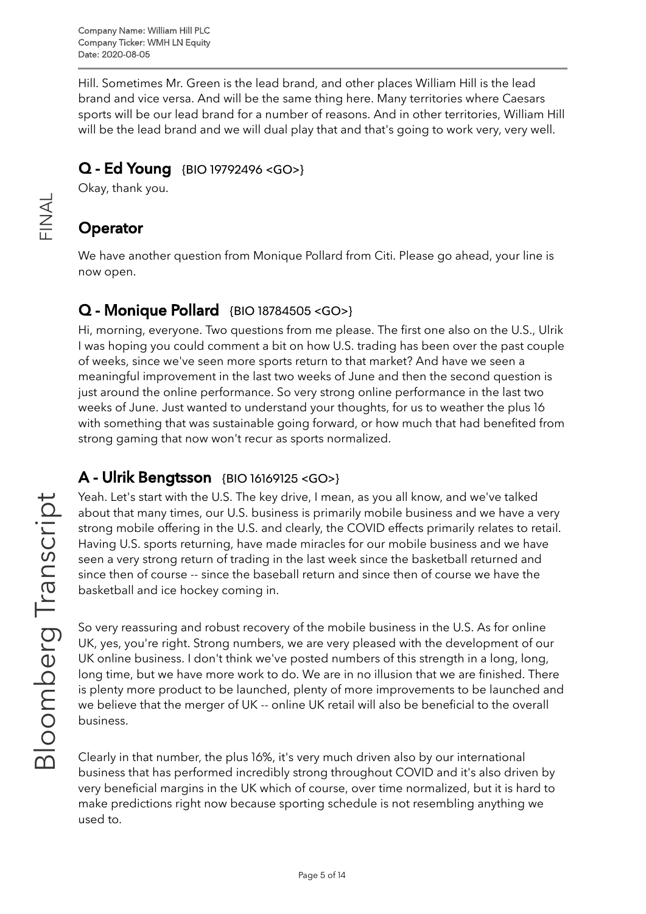Hill. Sometimes Mr. Green is the lead brand, and other places William Hill is the lead brand and vice versa. And will be the same thing here. Many territories where Caesars sports will be our lead brand for a number of reasons. And in other territories, William Hill will be the lead brand and we will dual play that and that's going to work very, very well.

## Q - Ed Young {BIO 19792496 <GO>}

Okay, thank you.

## Operator

We have another question from Monique Pollard from Citi. Please go ahead, your line is now open.

## Q - Monique Pollard {BIO 18784505 <GO>}

Hi, morning, everyone. Two questions from me please. The first one also on the U.S., Ulrik I was hoping you could comment a bit on how U.S. trading has been over the past couple of weeks, since we've seen more sports return to that market? And have we seen a meaningful improvement in the last two weeks of June and then the second question is just around the online performance. So very strong online performance in the last two weeks of June. Just wanted to understand your thoughts, for us to weather the plus 16 with something that was sustainable going forward, or how much that had benefited from strong gaming that now won't recur as sports normalized.

## A - Ulrik Bengtsson {BIO 16169125 <GO>}

Yeah. Let's start with the U.S. The key drive, I mean, as you all know, and we've talked about that many times, our U.S. business is primarily mobile business and we have a very strong mobile offering in the U.S. and clearly, the COVID effects primarily relates to retail. Having U.S. sports returning, have made miracles for our mobile business and we have seen a very strong return of trading in the last week since the basketball returned and since then of course -- since the baseball return and since then of course we have the basketball and ice hockey coming in.

So very reassuring and robust recovery of the mobile business in the U.S. As for online UK, yes, you're right. Strong numbers, we are very pleased with the development of our UK online business. I don't think we've posted numbers of this strength in a long, long, long time, but we have more work to do. We are in no illusion that we are finished. There is plenty more product to be launched, plenty of more improvements to be launched and we believe that the merger of UK -- online UK retail will also be beneficial to the overall business.

Clearly in that number, the plus 16%, it's very much driven also by our international business that has performed incredibly strong throughout COVID and it's also driven by very beneficial margins in the UK which of course, over time normalized, but it is hard to make predictions right now because sporting schedule is not resembling anything we used to.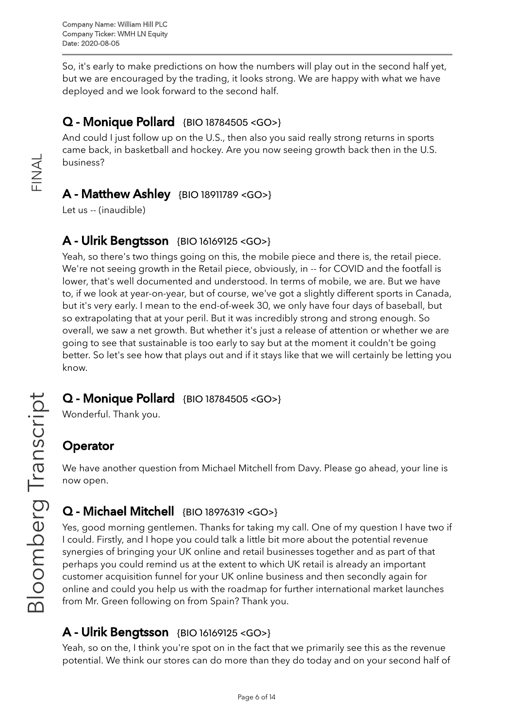So, it's early to make predictions on how the numbers will play out in the second half yet, but we are encouraged by the trading, it looks strong. We are happy with what we have deployed and we look forward to the second half.

## Q - Monique Pollard {BIO 18784505 <GO>}

And could I just follow up on the U.S., then also you said really strong returns in sports came back, in basketball and hockey. Are you now seeing growth back then in the U.S. business?

## A - Matthew Ashley {BIO 18911789 <GO>}

Let us -- (inaudible)

## A - Ulrik Bengtsson {BIO 16169125 <GO>}

Yeah, so there's two things going on this, the mobile piece and there is, the retail piece. We're not seeing growth in the Retail piece, obviously, in -- for COVID and the footfall is lower, that's well documented and understood. In terms of mobile, we are. But we have to, if we look at year-on-year, but of course, we've got a slightly different sports in Canada, but it's very early. I mean to the end-of-week 30, we only have four days of baseball, but so extrapolating that at your peril. But it was incredibly strong and strong enough. So overall, we saw a net growth. But whether it's just a release of attention or whether we are going to see that sustainable is too early to say but at the moment it couldn't be going better. So let's see how that plays out and if it stays like that we will certainly be letting you know.

## Q - Monique Pollard {BIO 18784505 <GO>}

Wonderful. Thank you.

## Operator

We have another question from Michael Mitchell from Davy. Please go ahead, your line is now open.

## Q - Michael Mitchell {BIO 18976319 <GO>}

Yes, good morning gentlemen. Thanks for taking my call. One of my question I have two if I could. Firstly, and I hope you could talk a little bit more about the potential revenue synergies of bringing your UK online and retail businesses together and as part of that perhaps you could remind us at the extent to which UK retail is already an important customer acquisition funnel for your UK online business and then secondly again for online and could you help us with the roadmap for further international market launches from Mr. Green following on from Spain? Thank you.

## A - Ulrik Bengtsson {BIO 16169125 <GO>}

Yeah, so on the, I think you're spot on in the fact that we primarily see this as the revenue potential. We think our stores can do more than they do today and on your second half of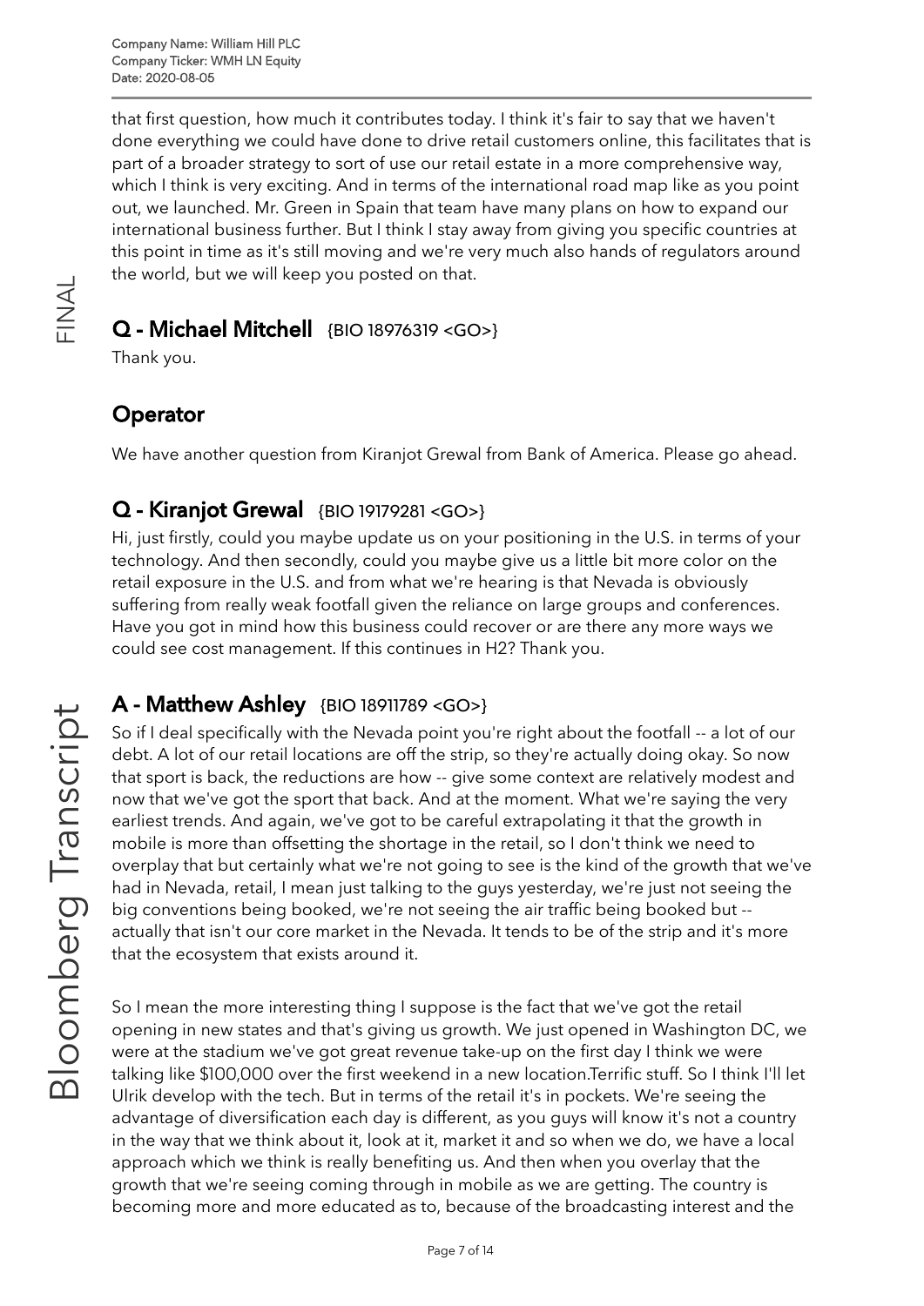that first question, how much it contributes today. I think it's fair to say that we haven't done everything we could have done to drive retail customers online, this facilitates that is part of a broader strategy to sort of use our retail estate in a more comprehensive way, which I think is very exciting. And in terms of the international road map like as you point out, we launched. Mr. Green in Spain that team have many plans on how to expand our international business further. But I think I stay away from giving you specific countries at this point in time as it's still moving and we're very much also hands of regulators around the world, but we will keep you posted on that.

## Q - Michael Mitchell {BIO 18976319 <GO>}

Thank you.

## Operator

We have another question from Kiranjot Grewal from Bank of America. Please go ahead.

## Q - Kiranjot Grewal {BIO 19179281 <GO>}

Hi, just firstly, could you maybe update us on your positioning in the U.S. in terms of your technology. And then secondly, could you maybe give us a little bit more color on the retail exposure in the U.S. and from what we're hearing is that Nevada is obviously suffering from really weak footfall given the reliance on large groups and conferences. Have you got in mind how this business could recover or are there any more ways we could see cost management. If this continues in H2? Thank you.

## A - Matthew Ashley {BIO 18911789 <GO>}

So if I deal specifically with the Nevada point you're right about the footfall -- a lot of our debt. A lot of our retail locations are off the strip, so they're actually doing okay. So now that sport is back, the reductions are how -- give some context are relatively modest and now that we've got the sport that back. And at the moment. What we're saying the very earliest trends. And again, we've got to be careful extrapolating it that the growth in mobile is more than offsetting the shortage in the retail, so I don't think we need to overplay that but certainly what we're not going to see is the kind of the growth that we've had in Nevada, retail, I mean just talking to the guys yesterday, we're just not seeing the big conventions being booked, we're not seeing the air traffic being booked but -- actually that isn't our core market in the Nevada. It tends to be of the strip and it's more that the ecosystem that exists around it.

So I mean the more interesting thing I suppose is the fact that we've got the retail opening in new states and that's giving us growth. We just opened in Washington DC, we were at the stadium we've got great revenue take-up on the first day I think we were talking like $100,000 over the first weekend in a new location.Terrific stuff. So I think I'll let Ulrik develop with the tech. But in terms of the retail it's in pockets. We're seeing the advantage of diversification each day is different, as you guys will know it's not a country in the way that we think about it, look at it, market it and so when we do, we have a local approach which we think is really benefiting us. And then when you overlay that the growth that we're seeing coming through in mobile as we are getting. The country is becoming more and more educated as to, because of the broadcasting interest and the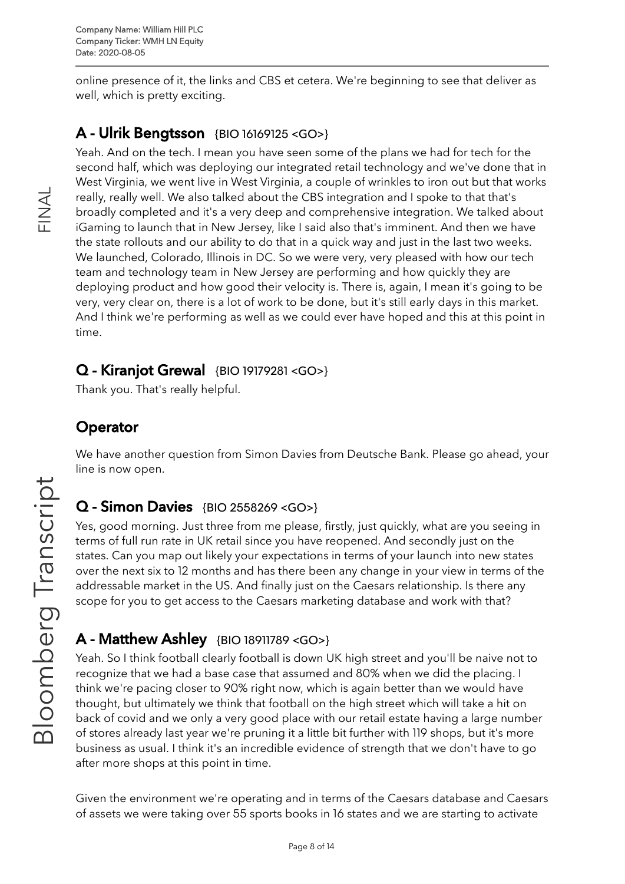online presence of it, the links and CBS et cetera. We're beginning to see that deliver as well, which is pretty exciting.

## A - Ulrik Bengtsson {BIO 16169125 <GO>}

Yeah. And on the tech. I mean you have seen some of the plans we had for tech for the second half, which was deploying our integrated retail technology and we've done that in West Virginia, we went live in West Virginia, a couple of wrinkles to iron out but that works really, really well. We also talked about the CBS integration and I spoke to that that's broadly completed and it's a very deep and comprehensive integration. We talked about iGaming to launch that in New Jersey, like I said also that's imminent. And then we have the state rollouts and our ability to do that in a quick way and just in the last two weeks. We launched, Colorado, Illinois in DC. So we were very, very pleased with how our tech team and technology team in New Jersey are performing and how quickly they are deploying product and how good their velocity is. There is, again, I mean it's going to be very, very clear on, there is a lot of work to be done, but it's still early days in this market. And I think we're performing as well as we could ever have hoped and this at this point in time.

## Q - Kiranjot Grewal {BIO 19179281 <GO>}

Thank you. That's really helpful.

## Operator

We have another question from Simon Davies from Deutsche Bank. Please go ahead, your line is now open.

## Q - Simon Davies {BIO 2558269 <GO>}

Yes, good morning. Just three from me please, firstly, just quickly, what are you seeing in terms of full run rate in UK retail since you have reopened. And secondly just on the states. Can you map out likely your expectations in terms of your launch into new states over the next six to 12 months and has there been any change in your view in terms of the addressable market in the US. And finally just on the Caesars relationship. Is there any scope for you to get access to the Caesars marketing database and work with that?

## A - Matthew Ashley {BIO 18911789 <GO>}

Yeah. So I think football clearly football is down UK high street and you'll be naive not to recognize that we had a base case that assumed and 80% when we did the placing. I think we're pacing closer to 90% right now, which is again better than we would have thought, but ultimately we think that football on the high street which will take a hit on back of covid and we only a very good place with our retail estate having a large number of stores already last year we're pruning it a little bit further with 119 shops, but it's more business as usual. I think it's an incredible evidence of strength that we don't have to go after more shops at this point in time.

Given the environment we're operating and in terms of the Caesars database and Caesars of assets we were taking over 55 sports books in 16 states and we are starting to activate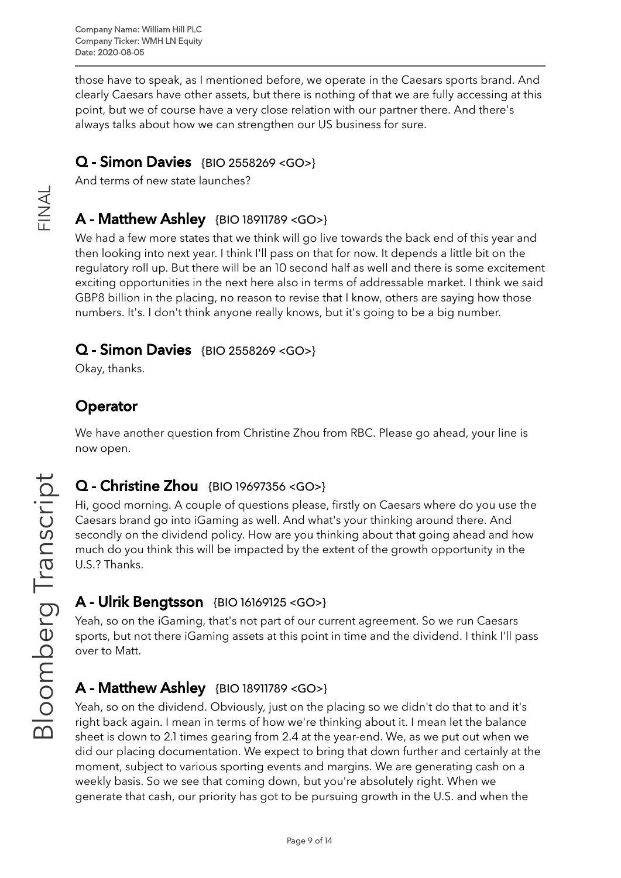those have to speak, as I mentioned before, we operate in the Caesars sports brand. And clearly Caesars have other assets, but there is nothing of that we are fully accessing at this point, but we of course have a very close relation with our partner there. And there's always talks about how we can strengthen our US business for sure.

## Q - Simon Davies {BIO 2558269 <GO>}

And terms of new state launches?

## A - Matthew Ashley {BIO 18911789 <GO>}

We had a few more states that we think will go live towards the back end of this year and then looking into next year. I think I'll pass on that for now. It depends a little bit on the regulatory roll up. But there will be an 10 second half as well and there is some excitement exciting opportunities in the next here also in terms of addressable market. I think we said GBP8 billion in the placing, no reason to revise that I know, others are saying how those numbers. It's. I don't think anyone really knows, but it's going to be a big number.

## Q - Simon Davies {BIO 2558269 <GO>}

Okay, thanks.

## Operator

We have another question from Christine Zhou from RBC. Please go ahead, your line is now open.

## Q - Christine Zhou {BIO 19697356 <GO>}

Hi, good morning. A couple of questions please, firstly on Caesars where do you use the Caesars brand go into iGaming as well. And what's your thinking around there. And secondly on the dividend policy. How are you thinking about that going ahead and how much do you think this will be impacted by the extent of the growth opportunity in the U.S.? Thanks.

## A - Ulrik Bengtsson {BIO 16169125 <GO>}

Yeah, so on the iGaming, that's not part of our current agreement. So we run Caesars sports, but not there iGaming assets at this point in time and the dividend. I think I'll pass over to Matt.

## A - Matthew Ashley {BIO 18911789 <GO>}

Yeah, so on the dividend. Obviously, just on the placing so we didn't do that to and it's right back again. I mean in terms of how we're thinking about it. I mean let the balance sheet is down to 2.1 times gearing from 2.4 at the year-end. We, as we put out when we did our placing documentation. We expect to bring that down further and certainly at the moment, subject to various sporting events and margins. We are generating cash on a weekly basis. So we see that coming down, but you're absolutely right. When we generate that cash, our priority has got to be pursuing growth in the U.S. and when the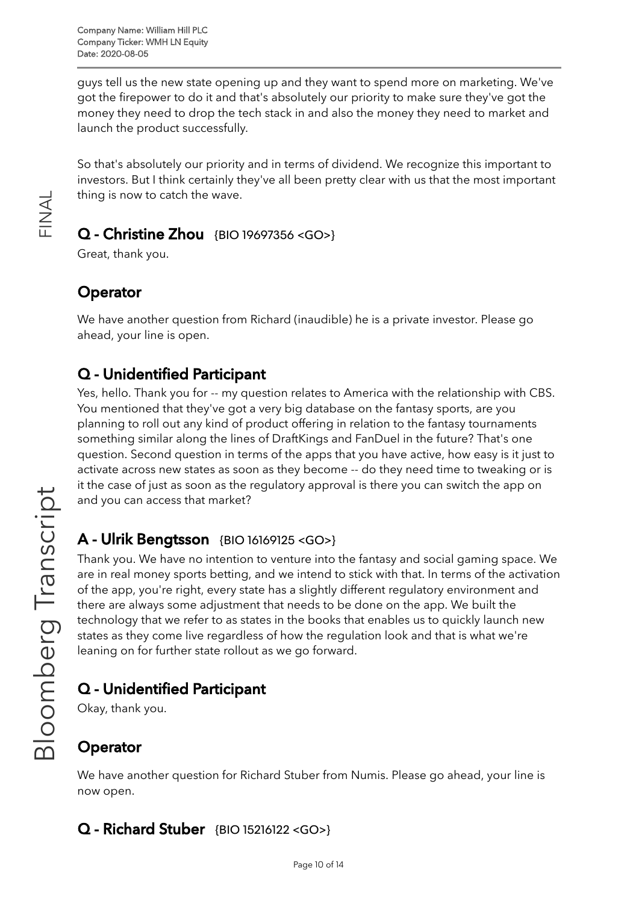guys tell us the new state opening up and they want to spend more on marketing. We've got the firepower to do it and that's absolutely our priority to make sure they've got the money they need to drop the tech stack in and also the money they need to market and launch the product successfully.

So that's absolutely our priority and in terms of dividend. We recognize this important to investors. But I think certainly they've all been pretty clear with us that the most important thing is now to catch the wave.

## Q - Christine Zhou {BIO 19697356 <GO>}

Great, thank you.

## Operator

We have another question from Richard (inaudible) he is a private investor. Please go ahead, your line is open.

## Q - Unidentified Participant

Yes, hello. Thank you for -- my question relates to America with the relationship with CBS. You mentioned that they've got a very big database on the fantasy sports, are you planning to roll out any kind of product offering in relation to the fantasy tournaments something similar along the lines of DraftKings and FanDuel in the future? That's one question. Second question in terms of the apps that you have active, how easy is it just to activate across new states as soon as they become -- do they need time to tweaking or is it the case of just as soon as the regulatory approval is there you can switch the app on and you can access that market?

## A - Ulrik Bengtsson {BIO 16169125 <GO>}

Thank you. We have no intention to venture into the fantasy and social gaming space. We are in real money sports betting, and we intend to stick with that. In terms of the activation of the app, you're right, every state has a slightly different regulatory environment and there are always some adjustment that needs to be done on the app. We built the technology that we refer to as states in the books that enables us to quickly launch new states as they come live regardless of how the regulation look and that is what we're leaning on for further state rollout as we go forward.

## Q - Unidentified Participant

Okay, thank you.

## Operator

We have another question for Richard Stuber from Numis. Please go ahead, your line is now open.

## Q - Richard Stuber {BIO 15216122 <GO>}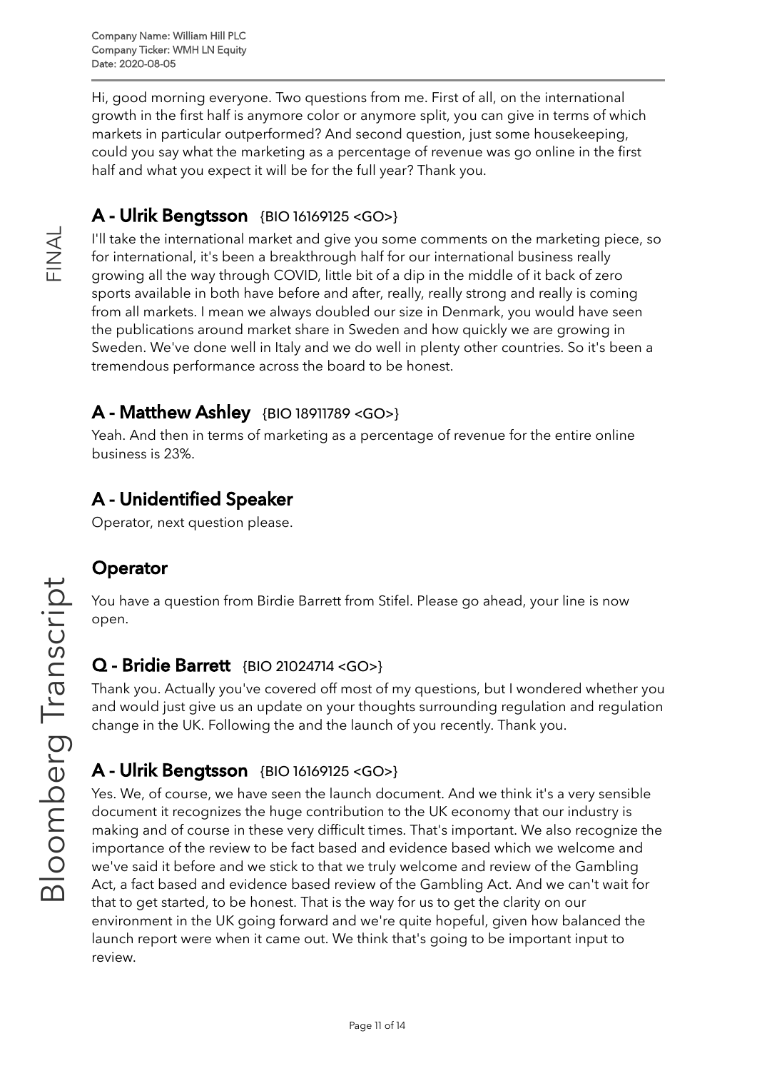Hi, good morning everyone. Two questions from me. First of all, on the international growth in the first half is anymore color or anymore split, you can give in terms of which markets in particular outperformed? And second question, just some housekeeping, could you say what the marketing as a percentage of revenue was go online in the first half and what you expect it will be for the full year? Thank you.

## A - Ulrik Bengtsson {BIO 16169125 <GO>}

I'll take the international market and give you some comments on the marketing piece, so for international, it's been a breakthrough half for our international business really growing all the way through COVID, little bit of a dip in the middle of it back of zero sports available in both have before and after, really, really strong and really is coming from all markets. I mean we always doubled our size in Denmark, you would have seen the publications around market share in Sweden and how quickly we are growing in Sweden. We've done well in Italy and we do well in plenty other countries. So it's been a tremendous performance across the board to be honest.

## A - Matthew Ashley {BIO 18911789 <GO>}

Yeah. And then in terms of marketing as a percentage of revenue for the entire online business is 23%.

## A - Unidentified Speaker

Operator, next question please.

## Operator

You have a question from Birdie Barrett from Stifel. Please go ahead, your line is now open.

## Q - Bridie Barrett {BIO 21024714 <GO>}

Thank you. Actually you've covered off most of my questions, but I wondered whether you and would just give us an update on your thoughts surrounding regulation and regulation change in the UK. Following the and the launch of you recently. Thank you.

## A - Ulrik Bengtsson {BIO 16169125 <GO>}

Yes. We, of course, we have seen the launch document. And we think it's a very sensible document it recognizes the huge contribution to the UK economy that our industry is making and of course in these very difficult times. That's important. We also recognize the importance of the review to be fact based and evidence based which we welcome and we've said it before and we stick to that we truly welcome and review of the Gambling Act, a fact based and evidence based review of the Gambling Act. And we can't wait for that to get started, to be honest. That is the way for us to get the clarity on our environment in the UK going forward and we're quite hopeful, given how balanced the launch report were when it came out. We think that's going to be important input to review.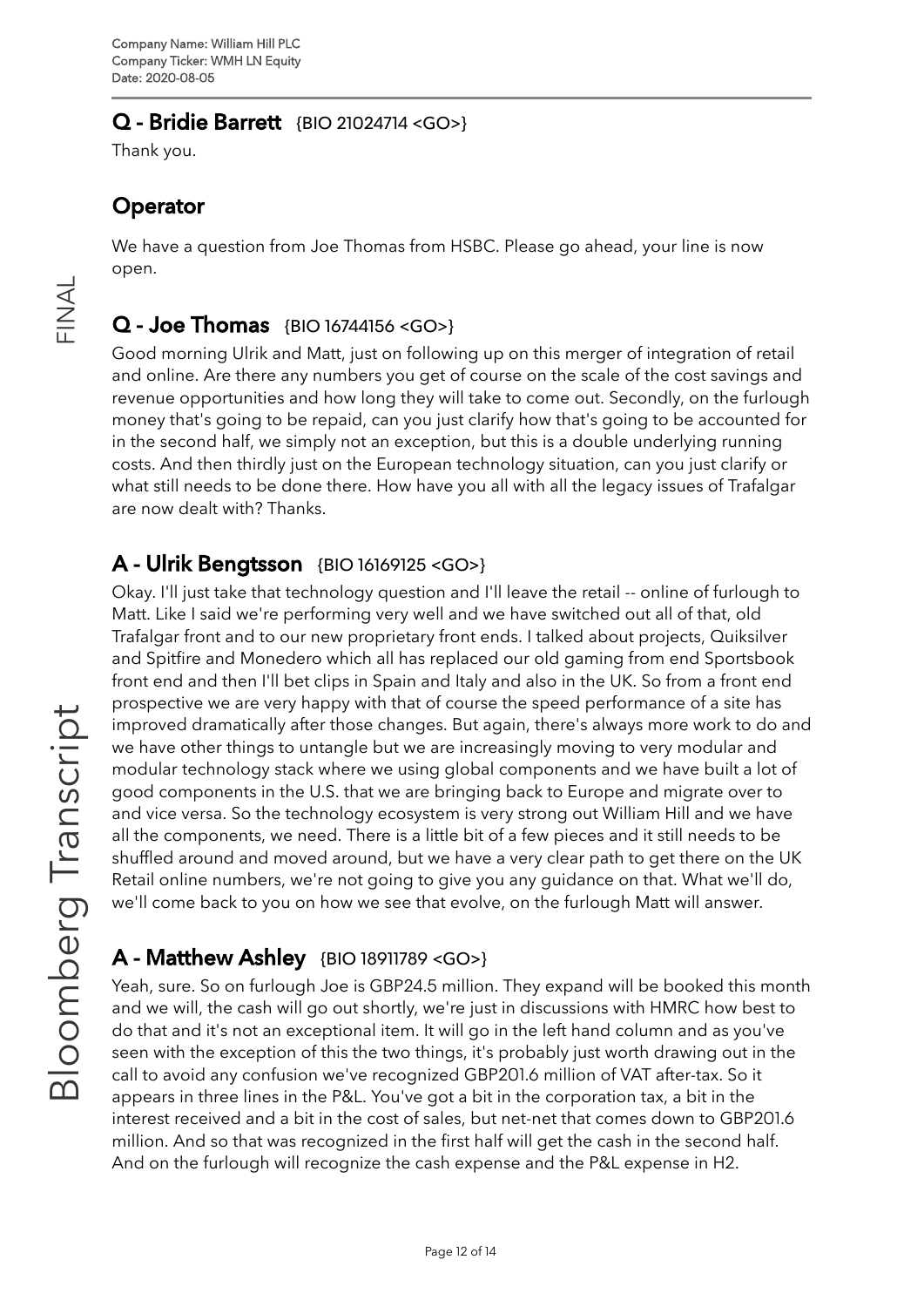## Q - Bridie Barrett {BIO 21024714 <GO>}

Thank you.

## Operator

We have a question from Joe Thomas from HSBC. Please go ahead, your line is now open.

## Q - Joe Thomas {BIO 16744156 <GO>}

Good morning Ulrik and Matt, just on following up on this merger of integration of retail and online. Are there any numbers you get of course on the scale of the cost savings and revenue opportunities and how long they will take to come out. Secondly, on the furlough money that's going to be repaid, can you just clarify how that's going to be accounted for in the second half, we simply not an exception, but this is a double underlying running costs. And then thirdly just on the European technology situation, can you just clarify or what still needs to be done there. How have you all with all the legacy issues of Trafalgar are now dealt with? Thanks.

## A - Ulrik Bengtsson {BIO 16169125 <GO>}

Okay. I'll just take that technology question and I'll leave the retail -- online of furlough to Matt. Like I said we're performing very well and we have switched out all of that, old Trafalgar front and to our new proprietary front ends. I talked about projects, Quiksilver and Spitfire and Monedero which all has replaced our old gaming from end Sportsbook front end and then I'll bet clips in Spain and Italy and also in the UK. So from a front end prospective we are very happy with that of course the speed performance of a site has improved dramatically after those changes. But again, there's always more work to do and we have other things to untangle but we are increasingly moving to very modular and modular technology stack where we using global components and we have built a lot of good components in the U.S. that we are bringing back to Europe and migrate over to and vice versa. So the technology ecosystem is very strong out William Hill and we have all the components, we need. There is a little bit of a few pieces and it still needs to be shuffled around and moved around, but we have a very clear path to get there on the UK Retail online numbers, we're not going to give you any guidance on that. What we'll do, we'll come back to you on how we see that evolve, on the furlough Matt will answer.

## A - Matthew Ashley {BIO 18911789 <GO>}

Yeah, sure. So on furlough Joe is GBP24.5 million. They expand will be booked this month and we will, the cash will go out shortly, we're just in discussions with HMRC how best to do that and it's not an exceptional item. It will go in the left hand column and as you've seen with the exception of this the two things, it's probably just worth drawing out in the call to avoid any confusion we've recognized GBP201.6 million of VAT after-tax. So it appears in three lines in the P&L. You've got a bit in the corporation tax, a bit in the interest received and a bit in the cost of sales, but net-net that comes down to GBP201.6 million. And so that was recognized in the first half will get the cash in the second half. And on the furlough will recognize the cash expense and the P&L expense in H2.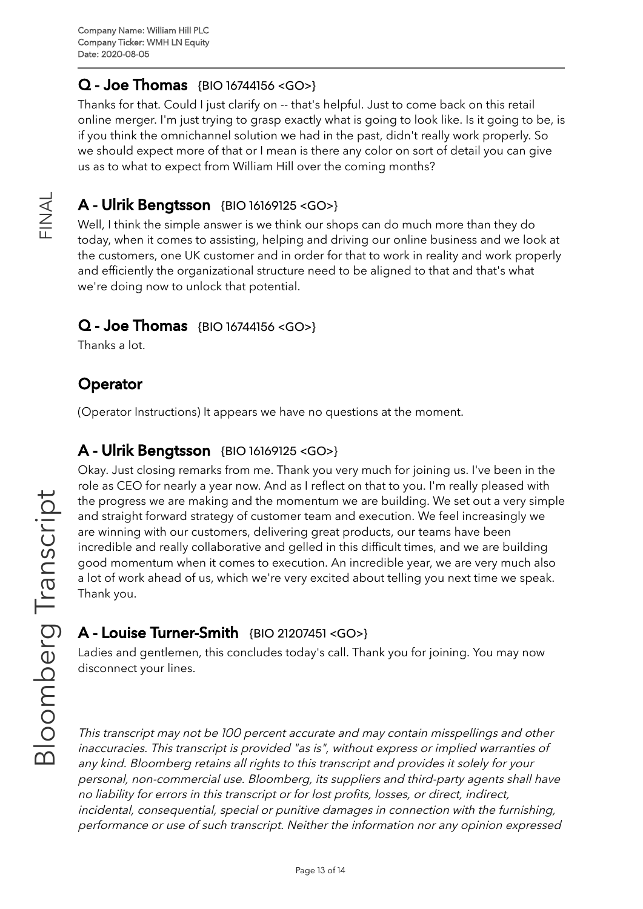## Q - Joe Thomas {BIO 16744156 <GO>}

Thanks for that. Could I just clarify on -- that's helpful. Just to come back on this retail online merger. I'm just trying to grasp exactly what is going to look like. Is it going to be, is if you think the omnichannel solution we had in the past, didn't really work properly. So we should expect more of that or I mean is there any color on sort of detail you can give us as to what to expect from William Hill over the coming months?

## A - Ulrik Bengtsson {BIO 16169125 <GO>}

Well, I think the simple answer is we think our shops can do much more than they do today, when it comes to assisting, helping and driving our online business and we look at the customers, one UK customer and in order for that to work in reality and work properly and efficiently the organizational structure need to be aligned to that and that's what we're doing now to unlock that potential.

## Q - Joe Thomas {BIO 16744156 <GO>}

Thanks a lot.

## Operator

(Operator Instructions) It appears we have no questions at the moment.

## A - Ulrik Bengtsson {BIO 16169125 <GO>}

Okay. Just closing remarks from me. Thank you very much for joining us. I've been in the role as CEO for nearly a year now. And as I reflect on that to you. I'm really pleased with the progress we are making and the momentum we are building. We set out a very simple and straight forward strategy of customer team and execution. We feel increasingly we are winning with our customers, delivering great products, our teams have been incredible and really collaborative and gelled in this difficult times, and we are building good momentum when it comes to execution. An incredible year, we are very much also a lot of work ahead of us, which we're very excited about telling you next time we speak. Thank you.

## A - Louise Turner-Smith {BIO 21207451 <GO>}

Ladies and gentlemen, this concludes today's call. Thank you for joining. You may now disconnect your lines.

*This transcript may not be 100 percent accurate and may contain misspellings and other inaccuracies. This transcript is provided "as is", without express or implied warranties of any kind. Bloomberg retains all rights to this transcript and provides it solely for your personal, non-commercial use. Bloomberg, its suppliers and third-party agents shall have no liability for errors in this transcript or for lost profits, losses, or direct, indirect, incidental, consequential, special or punitive damages in connection with the furnishing, performance or use of such transcript. Neither the information nor any opinion expressed*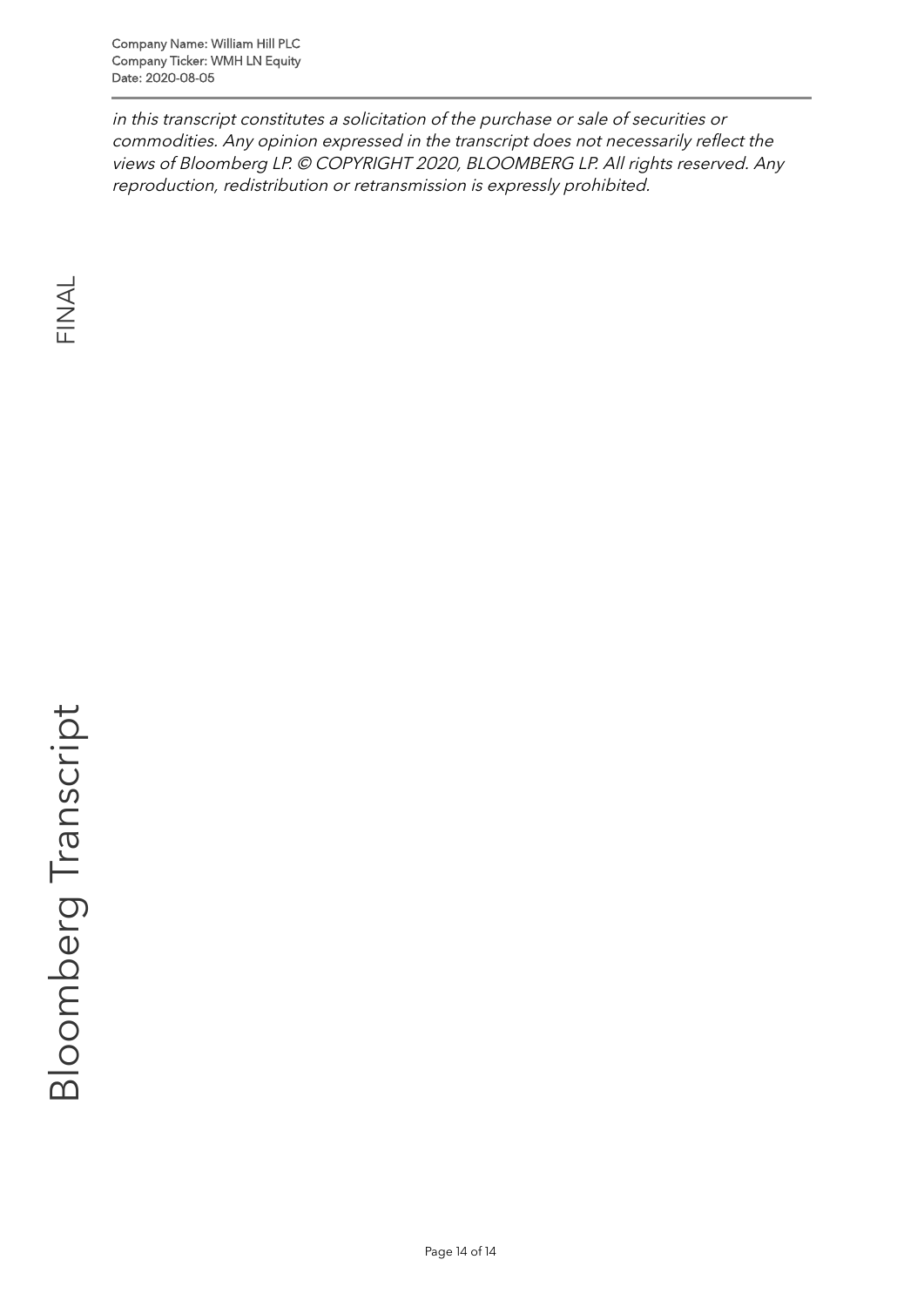*in this transcript constitutes a solicitation of the purchase or sale of securities or commodities. Any opinion expressed in the transcript does not necessarily reflect the views of Bloomberg LP. © COPYRIGHT 2020, BLOOMBERG LP. All rights reserved. Any reproduction, redistribution or retransmission is expressly prohibited.*